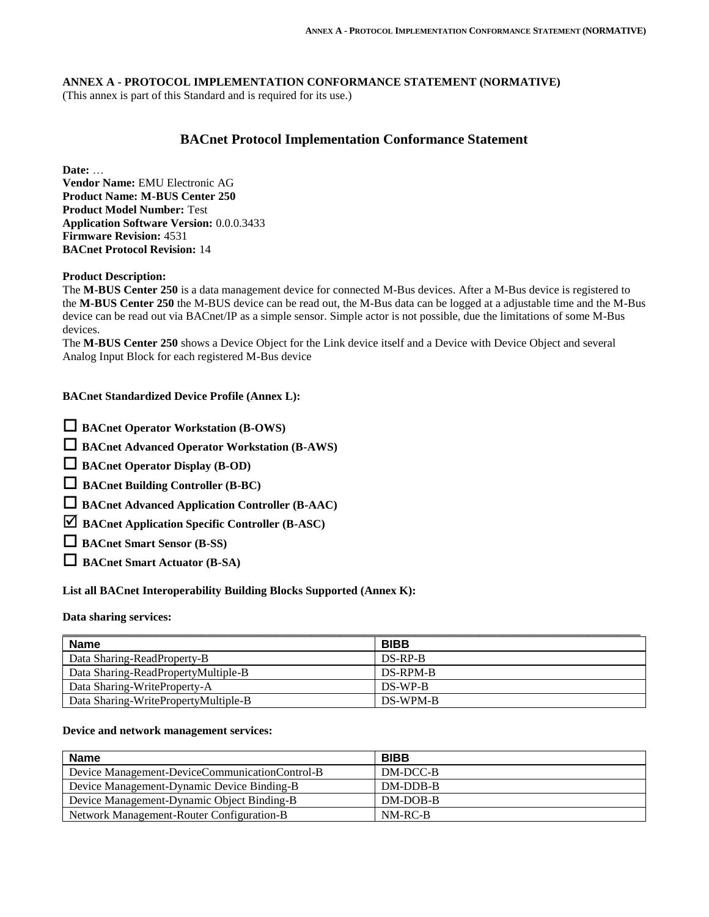## ANNEX A - PROTOCOL IMPLEMENTATION CONFORMANCE STATEMENT (NORMATIVE)

(This annex is part of this Standard and is required for its use.)

# BACnet Protocol Implementation Conformance Statement

**Date:** …
**Vendor Name:** EMU Electronic AG
**Product Name: M-BUS Center 250**
**Product Model Number:** Test
**Application Software Version:** 0.0.0.3433
**Firmware Revision:** 4531
**BACnet Protocol Revision:** 14

**Product Description:**
The **M-BUS Center 250** is a data management device for connected M-Bus devices. After a M-Bus device is registered to the **M-BUS Center 250** the M-BUS device can be read out, the M-Bus data can be logged at a adjustable time and the M-Bus device can be read out via BACnet/IP as a simple sensor. Simple actor is not possible, due the limitations of some M-Bus devices.
The **M-BUS Center 250** shows a Device Object for the Link device itself and a Device with Device Object and several Analog Input Block for each registered M-Bus device

**BACnet Standardized Device Profile (Annex L):**

- ☐ **BACnet Operator Workstation (B-OWS)**
- ☐ **BACnet Advanced Operator Workstation (B-AWS)**
- ☐ **BACnet Operator Display (B-OD)**
- ☐ **BACnet Building Controller (B-BC)**
- ☐ **BACnet Advanced Application Controller (B-AAC)**
- ☑ **BACnet Application Specific Controller (B-ASC)**
- ☐ **BACnet Smart Sensor (B-SS)**
- ☐ **BACnet Smart Actuator (B-SA)**

**List all BACnet Interoperability Building Blocks Supported (Annex K):**

**Data sharing services:**

| Name | BIBB |
|---|---|
| Data Sharing-ReadProperty-B | DS-RP-B |
| Data Sharing-ReadPropertyMultiple-B | DS-RPM-B |
| Data Sharing-WriteProperty-A | DS-WP-B |
| Data Sharing-WritePropertyMultiple-B | DS-WPM-B |

**Device and network management services:**

| Name | BIBB |
|---|---|
| Device Management-DeviceCommunicationControl-B | DM-DCC-B |
| Device Management-Dynamic Device Binding-B | DM-DDB-B |
| Device Management-Dynamic Object Binding-B | DM-DOB-B |
| Network Management-Router Configuration-B | NM-RC-B |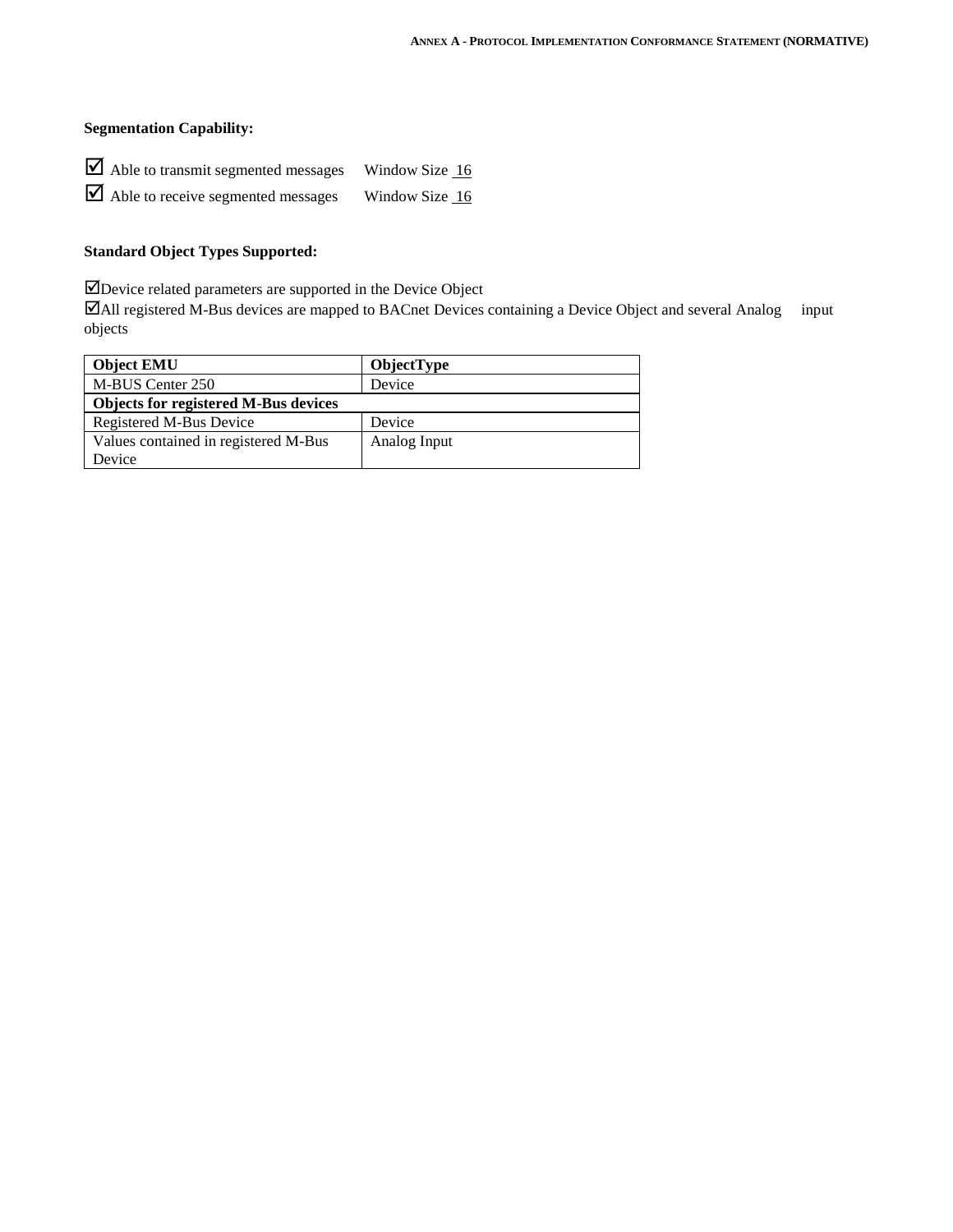**Segmentation Capability:**

☑ Able to transmit segmented messages Window Size 16

☑ Able to receive segmented messages Window Size 16

**Standard Object Types Supported:**

☑Device related parameters are supported in the Device Object

☑All registered M-Bus devices are mapped to BACnet Devices containing a Device Object and several Analog input objects

| **Object EMU** | **ObjectType** |
|---|---|
| M-BUS Center 250 | Device |
| **Objects for registered M-Bus devices** | |
| Registered M-Bus Device | Device |
| Values contained in registered M-Bus Device | Analog Input |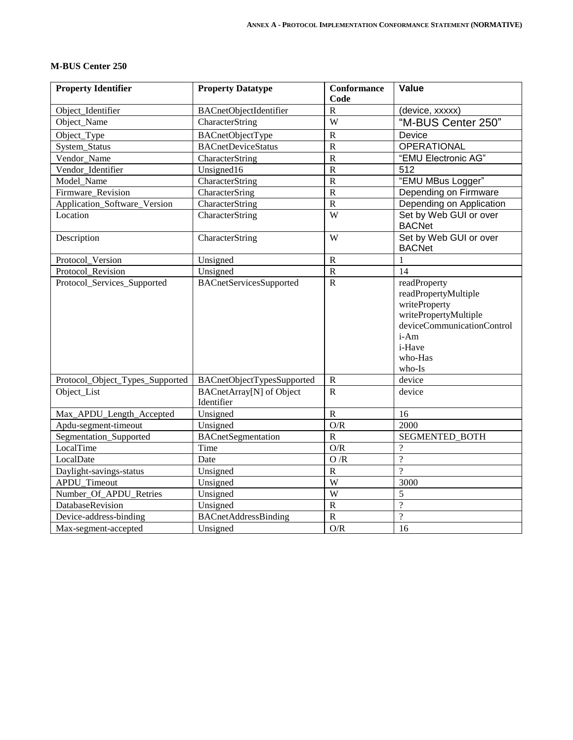**M-BUS Center 250**

| Property Identifier | Property Datatype | Conformance Code | Value |
|---|---|---|---|
| Object_Identifier | BACnetObjectIdentifier | R | (device, xxxxx) |
| Object_Name | CharacterString | W | "M-BUS Center 250" |
| Object_Type | BACnetObjectType | R | Device |
| System_Status | BACnetDeviceStatus | R | OPERATIONAL |
| Vendor_Name | CharacterString | R | "EMU Electronic AG" |
| Vendor_Identifier | Unsigned16 | R | 512 |
| Model_Name | CharacterString | R | "EMU MBus Logger" |
| Firmware_Revision | CharacterSring | R | Depending on Firmware |
| Application_Software_Version | CharacterString | R | Depending on Application |
| Location | CharacterString | W | Set by Web GUI or over BACNet |
| Description | CharacterString | W | Set by Web GUI or over BACNet |
| Protocol_Version | Unsigned | R | 1 |
| Protocol_Revision | Unsigned | R | 14 |
| Protocol_Services_Supported | BACnetServicesSupported | R | readProperty<br>readPropertyMultiple<br>writeProperty<br>writePropertyMultiple<br>deviceCommunicationControl<br>i-Am<br>i-Have<br>who-Has<br>who-Is |
| Protocol_Object_Types_Supported | BACnetObjectTypesSupported | R | device |
| Object_List | BACnetArray[N] of Object Identifier | R | device |
| Max_APDU_Length_Accepted | Unsigned | R | 16 |
| Apdu-segment-timeout | Unsigned | O/R | 2000 |
| Segmentation_Supported | BACnetSegmentation | R | SEGMENTED_BOTH |
| LocalTime | Time | O/R | ? |
| LocalDate | Date | O /R | ? |
| Daylight-savings-status | Unsigned | R | ? |
| APDU_Timeout | Unsigned | W | 3000 |
| Number_Of_APDU_Retries | Unsigned | W | 5 |
| DatabaseRevision | Unsigned | R | ? |
| Device-address-binding | BACnetAddressBinding | R | ? |
| Max-segment-accepted | Unsigned | O/R | 16 |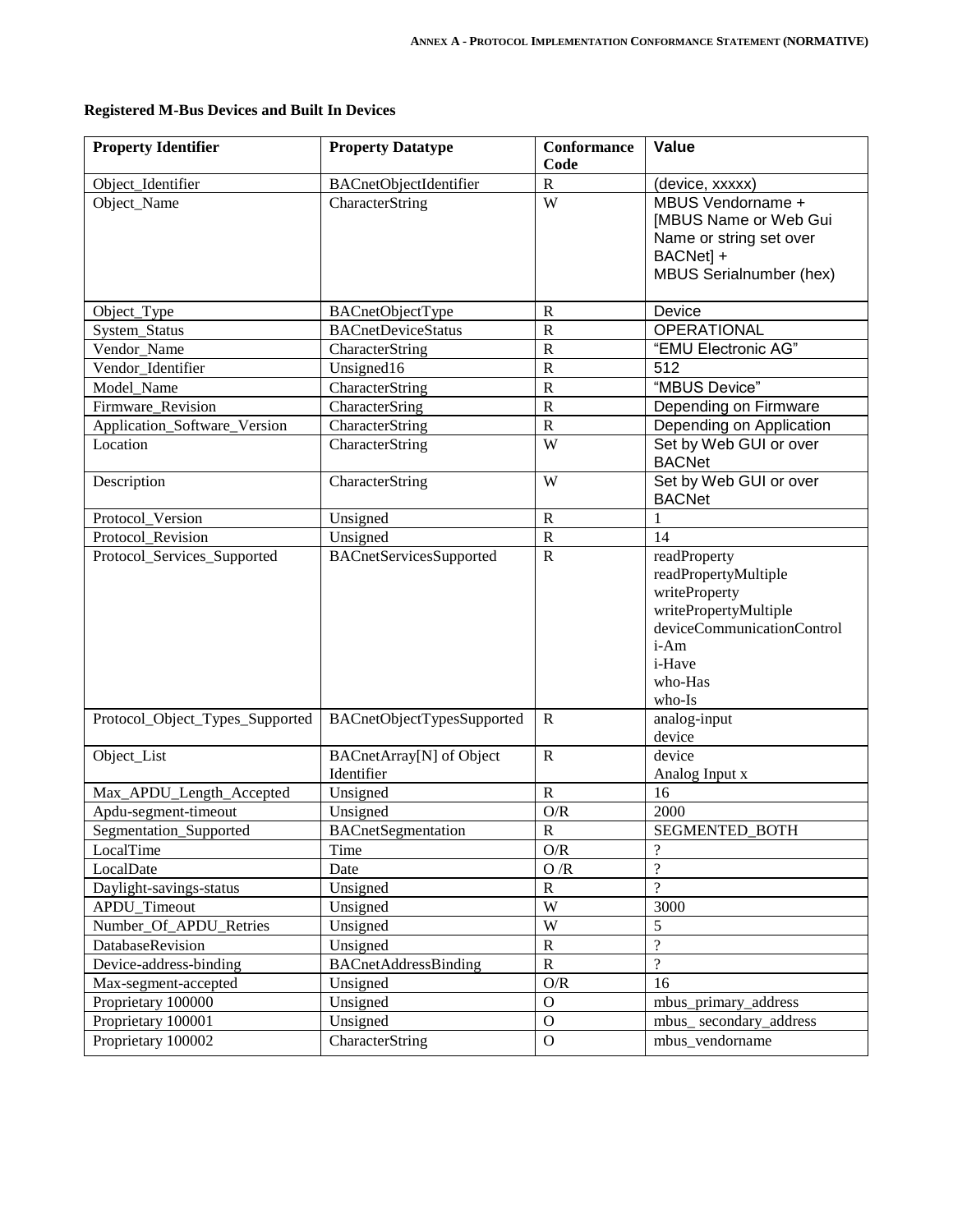**Registered M-Bus Devices and Built In Devices**

| Property Identifier | Property Datatype | Conformance Code | Value |
|---|---|---|---|
| Object_Identifier | BACnetObjectIdentifier | R | (device, xxxxx) |
| Object_Name | CharacterString | W | MBUS Vendorname + [MBUS Name or Web Gui Name or string set over BACNet] + MBUS Serialnumber (hex) |
| Object_Type | BACnetObjectType | R | Device |
| System_Status | BACnetDeviceStatus | R | OPERATIONAL |
| Vendor_Name | CharacterString | R | "EMU Electronic AG" |
| Vendor_Identifier | Unsigned16 | R | 512 |
| Model_Name | CharacterString | R | "MBUS Device" |
| Firmware_Revision | CharacterSring | R | Depending on Firmware |
| Application_Software_Version | CharacterString | R | Depending on Application |
| Location | CharacterString | W | Set by Web GUI or over BACNet |
| Description | CharacterString | W | Set by Web GUI or over BACNet |
| Protocol_Version | Unsigned | R | 1 |
| Protocol_Revision | Unsigned | R | 14 |
| Protocol_Services_Supported | BACnetServicesSupported | R | readProperty<br>readPropertyMultiple<br>writeProperty<br>writePropertyMultiple<br>deviceCommunicationControl<br>i-Am<br>i-Have<br>who-Has<br>who-Is |
| Protocol_Object_Types_Supported | BACnetObjectTypesSupported | R | analog-input<br>device |
| Object_List | BACnetArray[N] of Object Identifier | R | device<br>Analog Input x |
| Max_APDU_Length_Accepted | Unsigned | R | 16 |
| Apdu-segment-timeout | Unsigned | O/R | 2000 |
| Segmentation_Supported | BACnetSegmentation | R | SEGMENTED_BOTH |
| LocalTime | Time | O/R | ? |
| LocalDate | Date | O /R | ? |
| Daylight-savings-status | Unsigned | R | ? |
| APDU_Timeout | Unsigned | W | 3000 |
| Number_Of_APDU_Retries | Unsigned | W | 5 |
| DatabaseRevision | Unsigned | R | ? |
| Device-address-binding | BACnetAddressBinding | R | ? |
| Max-segment-accepted | Unsigned | O/R | 16 |
| Proprietary 100000 | Unsigned | O | mbus_primary_address |
| Proprietary 100001 | Unsigned | O | mbus_ secondary_address |
| Proprietary 100002 | CharacterString | O | mbus_vendorname |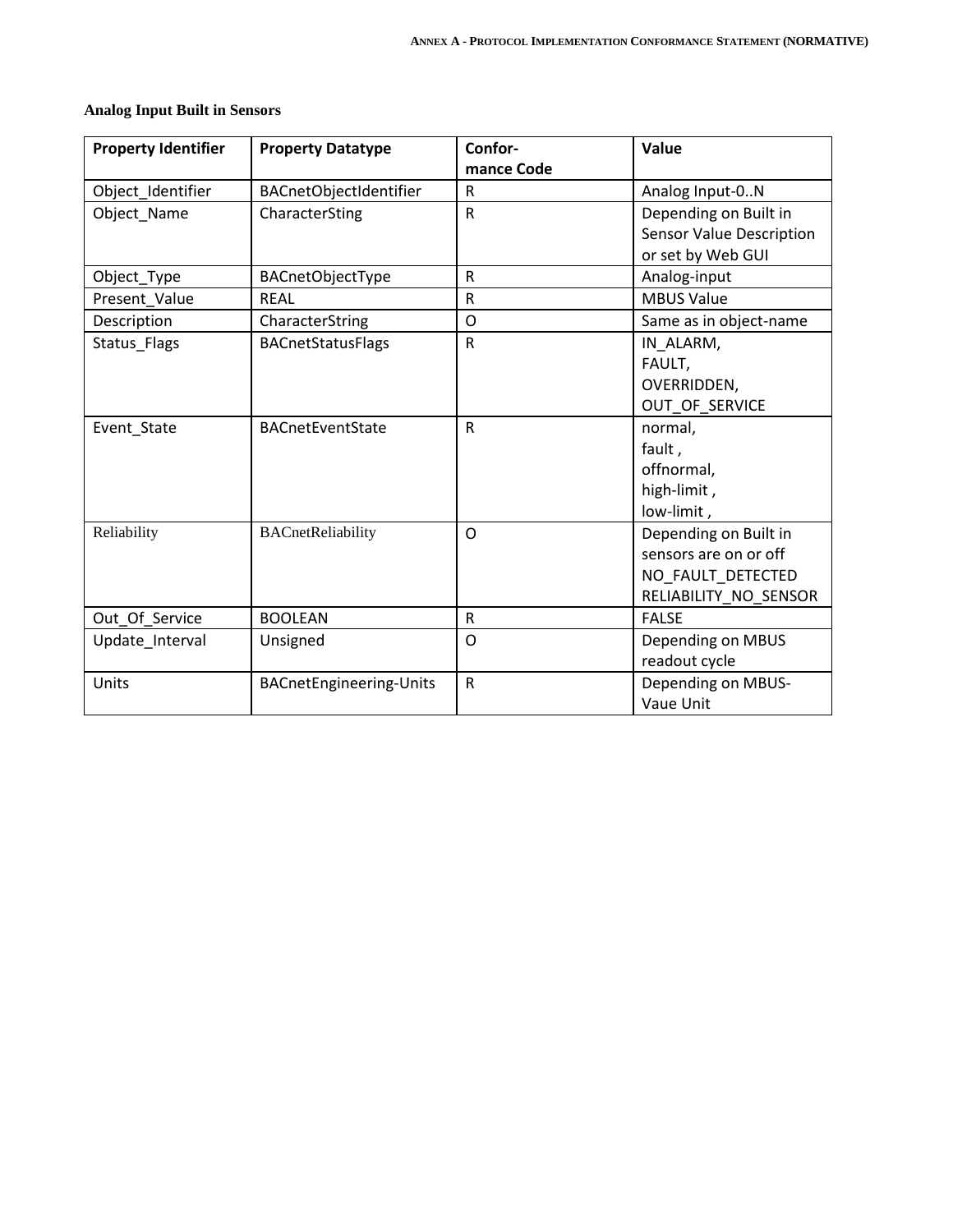**Analog Input Built in Sensors**

| Property Identifier | Property Datatype | Confor-<br>mance Code | Value |
|---|---|---|---|
| Object_Identifier | BACnetObjectIdentifier | R | Analog Input-0..N |
| Object_Name | CharacterSting | R | Depending on Built in Sensor Value Description or set by Web GUI |
| Object_Type | BACnetObjectType | R | Analog-input |
| Present_Value | REAL | R | MBUS Value |
| Description | CharacterString | O | Same as in object-name |
| Status_Flags | BACnetStatusFlags | R | IN_ALARM,<br>FAULT,<br>OVERRIDDEN,<br>OUT_OF_SERVICE |
| Event_State | BACnetEventState | R | normal,<br>fault ,<br>offnormal,<br>high-limit ,<br>low-limit , |
| Reliability | BACnetReliability | O | Depending on Built in sensors are on or off<br>NO_FAULT_DETECTED<br>RELIABILITY_NO_SENSOR |
| Out_Of_Service | BOOLEAN | R | FALSE |
| Update_Interval | Unsigned | O | Depending on MBUS readout cycle |
| Units | BACnetEngineering-Units | R | Depending on MBUS-Vaue Unit |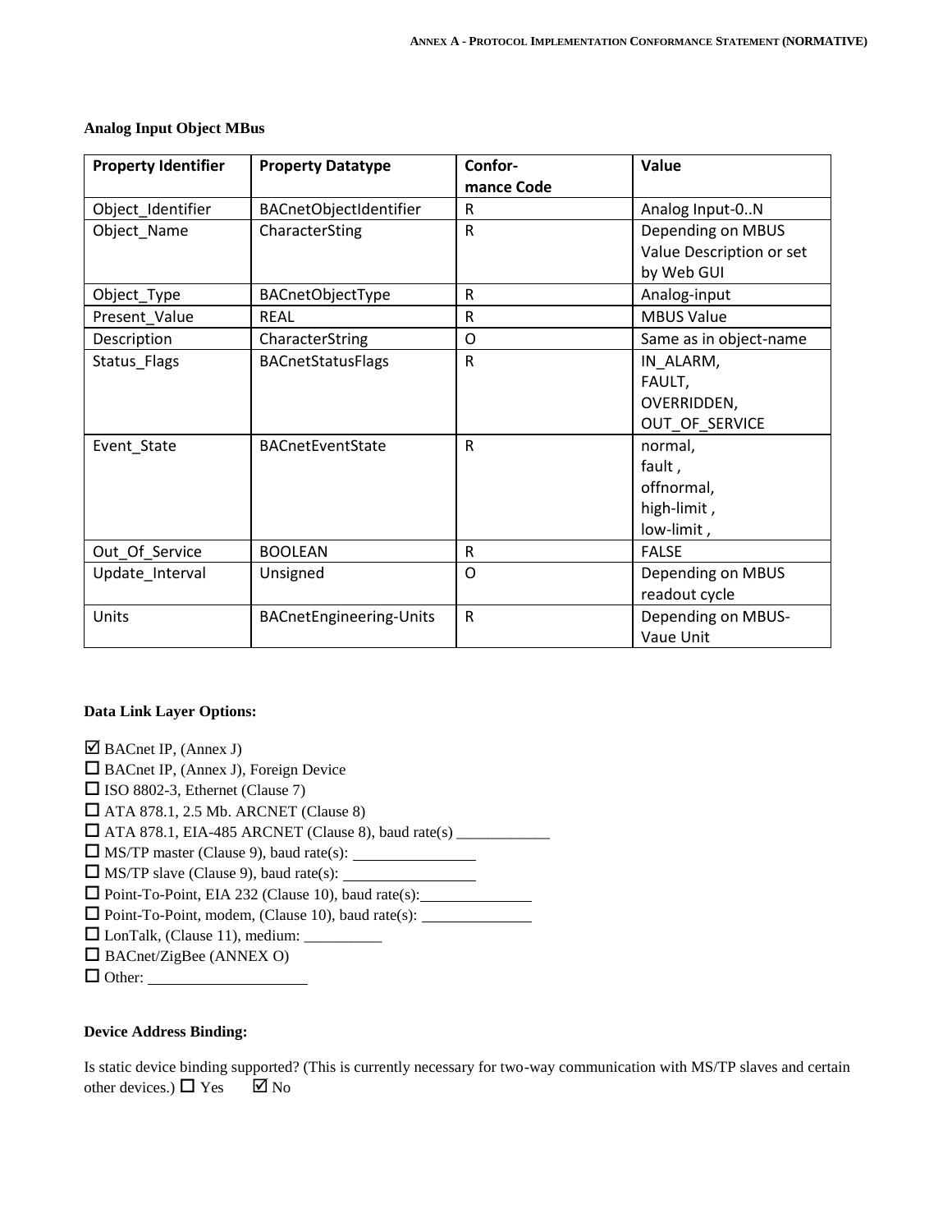**Analog Input Object MBus**

| Property Identifier | Property Datatype | Confor-mance Code | Value |
|---|---|---|---|
| Object_Identifier | BACnetObjectIdentifier | R | Analog Input-0..N |
| Object_Name | CharacterSting | R | Depending on MBUS Value Description or set by Web GUI |
| Object_Type | BACnetObjectType | R | Analog-input |
| Present_Value | REAL | R | MBUS Value |
| Description | CharacterString | O | Same as in object-name |
| Status_Flags | BACnetStatusFlags | R | IN_ALARM, FAULT, OVERRIDDEN, OUT_OF_SERVICE |
| Event_State | BACnetEventState | R | normal, fault , offnormal, high-limit , low-limit , |
| Out_Of_Service | BOOLEAN | R | FALSE |
| Update_Interval | Unsigned | O | Depending on MBUS readout cycle |
| Units | BACnetEngineering-Units | R | Depending on MBUS-Vaue Unit |

**Data Link Layer Options:**

☑ BACnet IP, (Annex J)
☐ BACnet IP, (Annex J), Foreign Device
☐ ISO 8802-3, Ethernet (Clause 7)
☐ ATA 878.1, 2.5 Mb. ARCNET (Clause 8)
☐ ATA 878.1, EIA-485 ARCNET (Clause 8), baud rate(s) ____________
☐ MS/TP master (Clause 9), baud rate(s): ________________
☐ MS/TP slave (Clause 9), baud rate(s): ________________
☐ Point-To-Point, EIA 232 (Clause 10), baud rate(s): ______________
☐ Point-To-Point, modem, (Clause 10), baud rate(s): ______________
☐ LonTalk, (Clause 11), medium: __________
☐ BACnet/ZigBee (ANNEX O)
☐ Other: ____________________

**Device Address Binding:**

Is static device binding supported? (This is currently necessary for two-way communication with MS/TP slaves and certain other devices.) ☐ Yes ☑ No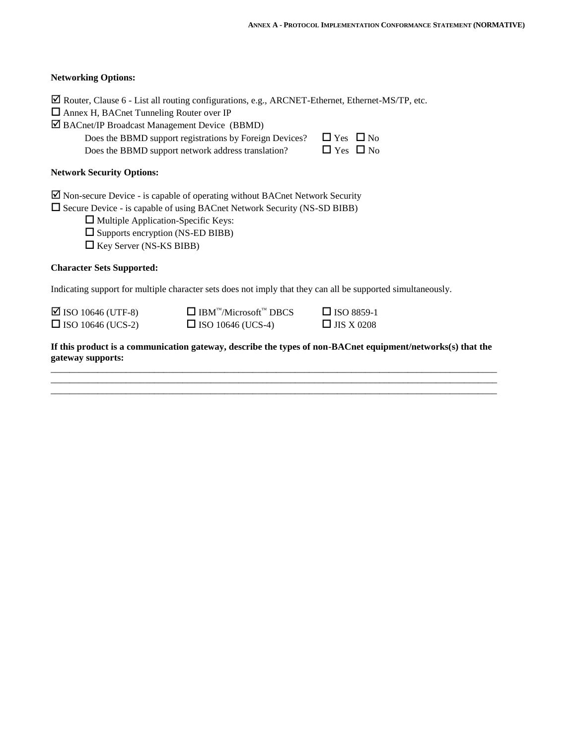**Networking Options:**

☑ Router, Clause 6 - List all routing configurations, e.g., ARCNET-Ethernet, Ethernet-MS/TP, etc.

☐ Annex H, BACnet Tunneling Router over IP

☑ BACnet/IP Broadcast Management Device (BBMD)

Does the BBMD support registrations by Foreign Devices? ☐ Yes ☐ No

Does the BBMD support network address translation? ☐ Yes ☐ No

**Network Security Options:**

☑ Non-secure Device - is capable of operating without BACnet Network Security

☐ Secure Device - is capable of using BACnet Network Security (NS-SD BIBB)

☐ Multiple Application-Specific Keys:

☐ Supports encryption (NS-ED BIBB)

☐ Key Server (NS-KS BIBB)

**Character Sets Supported:**

Indicating support for multiple character sets does not imply that they can all be supported simultaneously.

☑ ISO 10646 (UTF-8) ☐ IBM™/Microsoft™ DBCS ☐ ISO 8859-1

☐ ISO 10646 (UCS-2) ☐ ISO 10646 (UCS-4) ☐ JIS X 0208

**If this product is a communication gateway, describe the types of non-BACnet equipment/networks(s) that the gateway supports:**

\_\_\_\_\_\_\_\_\_\_\_\_\_\_\_\_\_\_\_\_\_\_\_\_\_\_\_\_\_\_\_\_\_\_\_\_\_\_\_\_\_\_\_\_\_\_\_\_\_\_\_\_\_\_\_\_\_\_\_\_\_\_\_\_\_\_\_\_\_\_\_\_\_\_\_\_\_\_

\_\_\_\_\_\_\_\_\_\_\_\_\_\_\_\_\_\_\_\_\_\_\_\_\_\_\_\_\_\_\_\_\_\_\_\_\_\_\_\_\_\_\_\_\_\_\_\_\_\_\_\_\_\_\_\_\_\_\_\_\_\_\_\_\_\_\_\_\_\_\_\_\_\_\_\_\_\_

\_\_\_\_\_\_\_\_\_\_\_\_\_\_\_\_\_\_\_\_\_\_\_\_\_\_\_\_\_\_\_\_\_\_\_\_\_\_\_\_\_\_\_\_\_\_\_\_\_\_\_\_\_\_\_\_\_\_\_\_\_\_\_\_\_\_\_\_\_\_\_\_\_\_\_\_\_\_